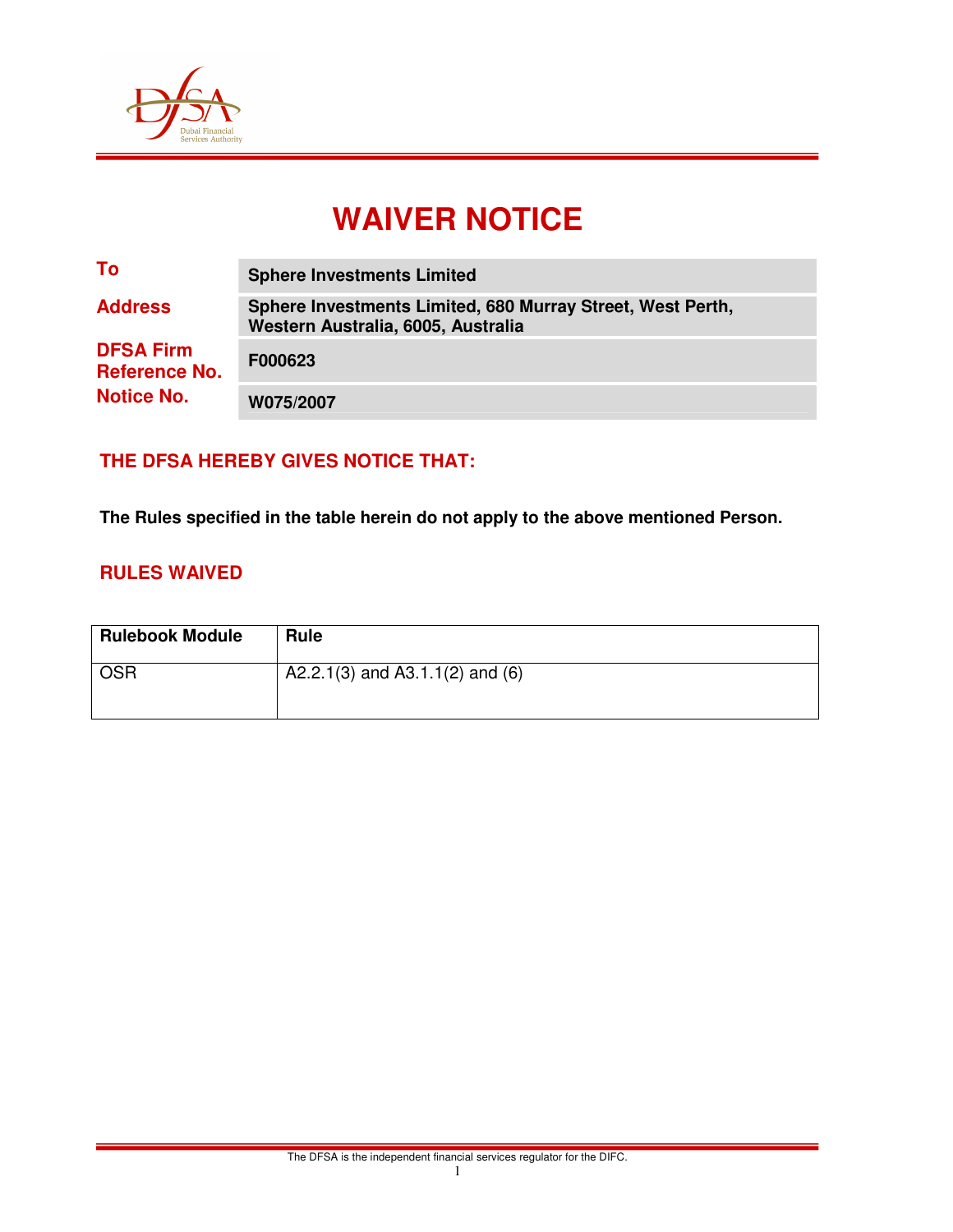# WAIVER NOTICE

| | |
|---|---|
| **To** | **Sphere Investments Limited** |
| **Address** | **Sphere Investments Limited, 680 Murray Street, West Perth, Western Australia, 6005, Australia** |
| **DFSA Firm Reference No.** | **F000623** |
| **Notice No.** | **W075/2007** |

## THE DFSA HEREBY GIVES NOTICE THAT:

**The Rules specified in the table herein do not apply to the above mentioned Person.**

## RULES WAIVED

| Rulebook Module | Rule |
|---|---|
| OSR | A2.2.1(3) and A3.1.1(2) and (6) |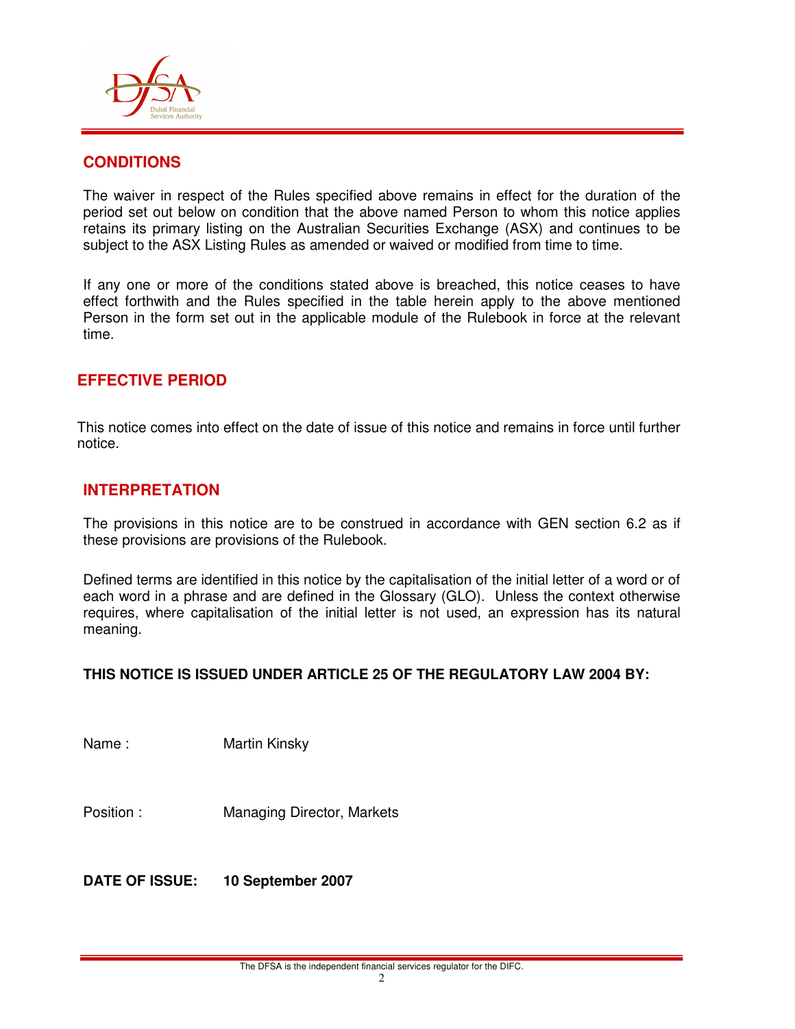## CONDITIONS

The waiver in respect of the Rules specified above remains in effect for the duration of the period set out below on condition that the above named Person to whom this notice applies retains its primary listing on the Australian Securities Exchange (ASX) and continues to be subject to the ASX Listing Rules as amended or waived or modified from time to time.

If any one or more of the conditions stated above is breached, this notice ceases to have effect forthwith and the Rules specified in the table herein apply to the above mentioned Person in the form set out in the applicable module of the Rulebook in force at the relevant time.

## EFFECTIVE PERIOD

This notice comes into effect on the date of issue of this notice and remains in force until further notice.

## INTERPRETATION

The provisions in this notice are to be construed in accordance with GEN section 6.2 as if these provisions are provisions of the Rulebook.

Defined terms are identified in this notice by the capitalisation of the initial letter of a word or of each word in a phrase and are defined in the Glossary (GLO). Unless the context otherwise requires, where capitalisation of the initial letter is not used, an expression has its natural meaning.

**THIS NOTICE IS ISSUED UNDER ARTICLE 25 OF THE REGULATORY LAW 2004 BY:**

Name : Martin Kinsky

Position : Managing Director, Markets

**DATE OF ISSUE: 10 September 2007**

The DFSA is the independent financial services regulator for the DIFC.